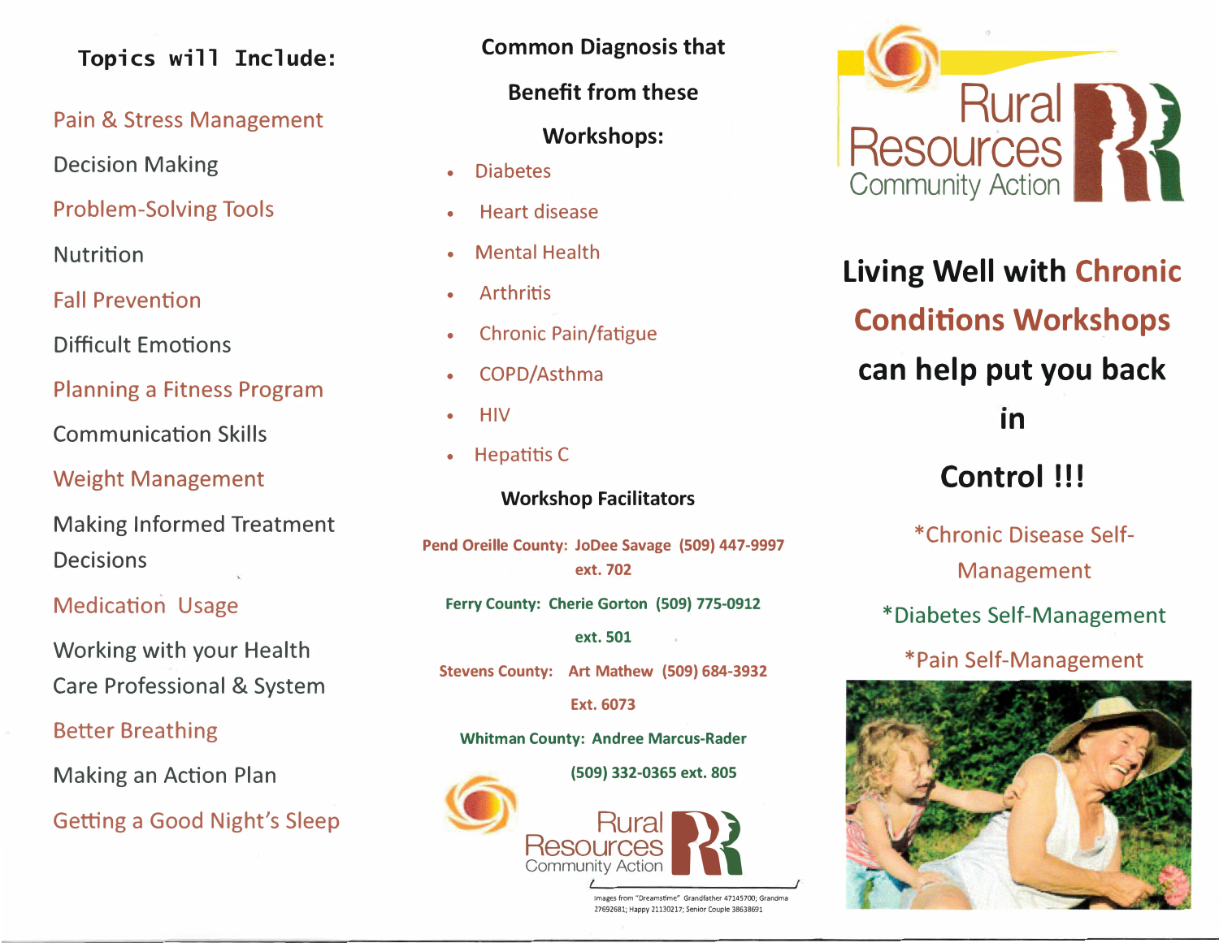## Topics will Include:

Pain & Stress Management

Decision Making

Problem-Solving Tools

Nutrition

Fall Prevention

Difficult Emotions

Planning a Fitness Program

Communication Skills

Weight Management

Making Informed Treatment Decisions

Medication Usage

Working with your Health Care Professional & System

Better Breathing

Making an Action Plan

Getting a Good Night's Sleep

## Common Diagnosis that Benefit from these Workshops:

- Diabetes
- Heart disease
- Mental Health
- Arthritis
- Chronic Pain/fatigue
- COPD/Asthma
- HIV
- Hepatitis C

### Workshop Facilitators

**Pend Oreille County: JoDee Savage (509) 447-9997 ext. 702**

**Ferry County: Cherie Gorton (509) 775-0912 ext. 501**

**Stevens County: Art Mathew (509) 684-3932 Ext. 6073**

**Whitman County: Andree Marcus-Rader (509) 332-0365 ext. 805**

Rural Resources Community Action

Images from "Dreamstime" Grandfather 47145700; Grandma 27692681; Happy 21130217; Senior Couple 38638691

Rural Resources Community Action

# Living Well with Chronic Conditions Workshops can help put you back in Control !!!

*Chronic Disease Self-Management

*Diabetes Self-Management

*Pain Self-Management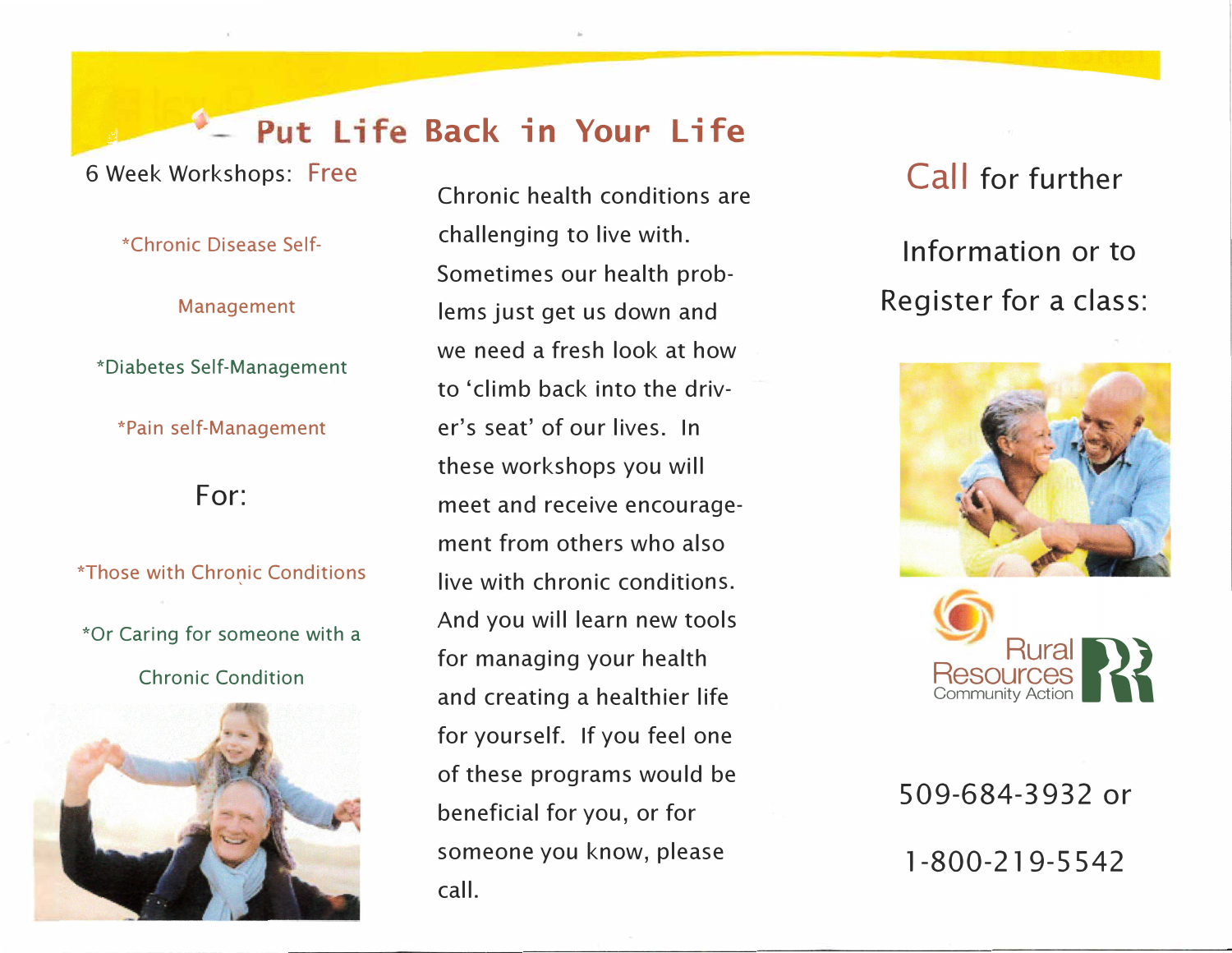# Put Life Back in Your Life

6 Week Workshops: Free

*Chronic Disease Self-Management

*Diabetes Self-Management

*Pain self-Management

For:

*Those with Chronic Conditions

*Or Caring for someone with a Chronic Condition

Chronic health conditions are challenging to live with. Sometimes our health problems just get us down and we need a fresh look at how to 'climb back into the driver's seat' of our lives. In these workshops you will meet and receive encouragement from others who also live with chronic conditions. And you will learn new tools for managing your health and creating a healthier life for yourself. If you feel one of these programs would be beneficial for you, or for someone you know, please call.

Call for further Information or to Register for a class:

Rural Resources Community Action

509-684-3932 or

1-800-219-5542